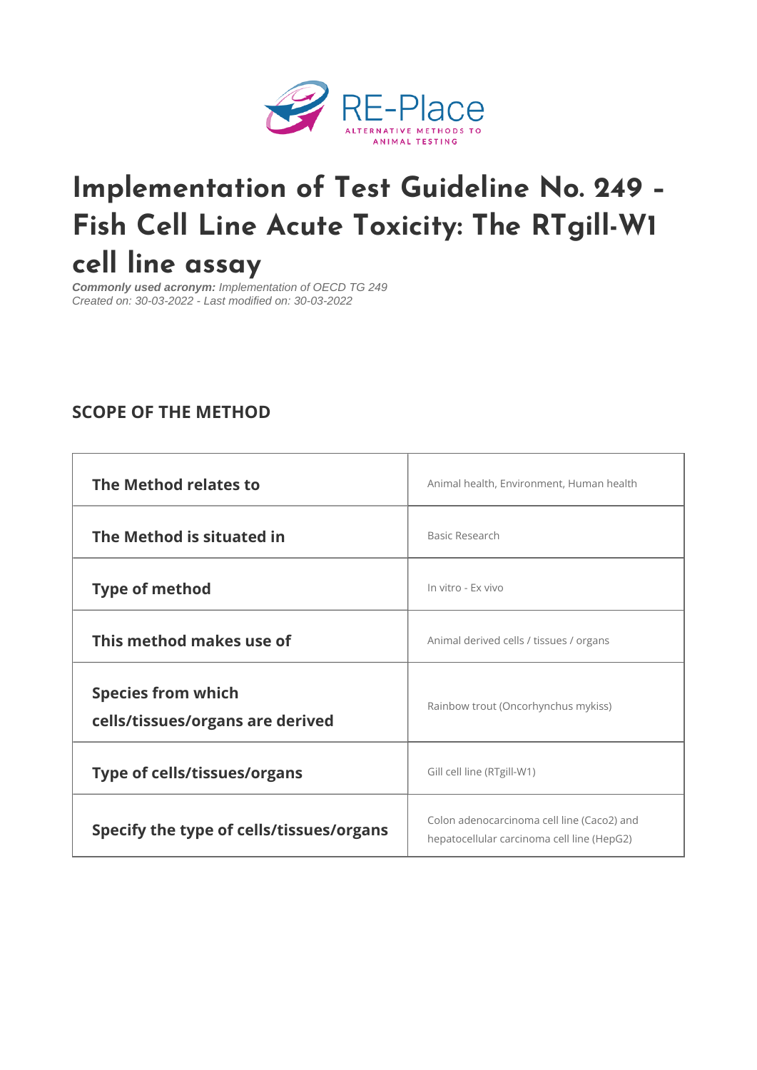# Implementation of Test Guideline No. 249 - Fish Cell Line Acute Toxicity: The RTgill-W1 cell line assay

***Commonly used acronym:*** *Implementation of OECD TG 249*
*Created on: 30-03-2022 - Last modified on: 30-03-2022*

## SCOPE OF THE METHOD

| | |
|---|---|
| **The Method relates to** | Animal health, Environment, Human health |
| **The Method is situated in** | Basic Research |
| **Type of method** | In vitro - Ex vivo |
| **This method makes use of** | Animal derived cells / tissues / organs |
| **Species from which cells/tissues/organs are derived** | Rainbow trout (Oncorhynchus mykiss) |
| **Type of cells/tissues/organs** | Gill cell line (RTgill-W1) |
| **Specify the type of cells/tissues/organs** | Colon adenocarcinoma cell line (Caco2) and hepatocellular carcinoma cell line (HepG2) |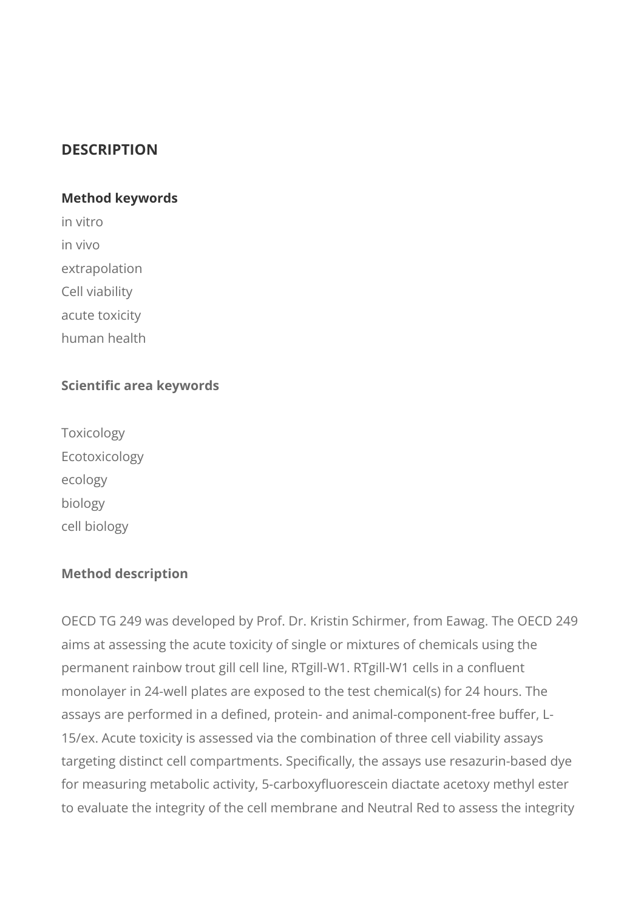## DESCRIPTION

### Method keywords

in vitro
in vivo
extrapolation
Cell viability
acute toxicity
human health

### Scientific area keywords

Toxicology
Ecotoxicology
ecology
biology
cell biology

### Method description

OECD TG 249 was developed by Prof. Dr. Kristin Schirmer, from Eawag. The OECD 249 aims at assessing the acute toxicity of single or mixtures of chemicals using the permanent rainbow trout gill cell line, RTgill-W1. RTgill-W1 cells in a confluent monolayer in 24-well plates are exposed to the test chemical(s) for 24 hours. The assays are performed in a defined, protein- and animal-component-free buffer, L-15/ex. Acute toxicity is assessed via the combination of three cell viability assays targeting distinct cell compartments. Specifically, the assays use resazurin-based dye for measuring metabolic activity, 5-carboxyfluorescein diactate acetoxy methyl ester to evaluate the integrity of the cell membrane and Neutral Red to assess the integrity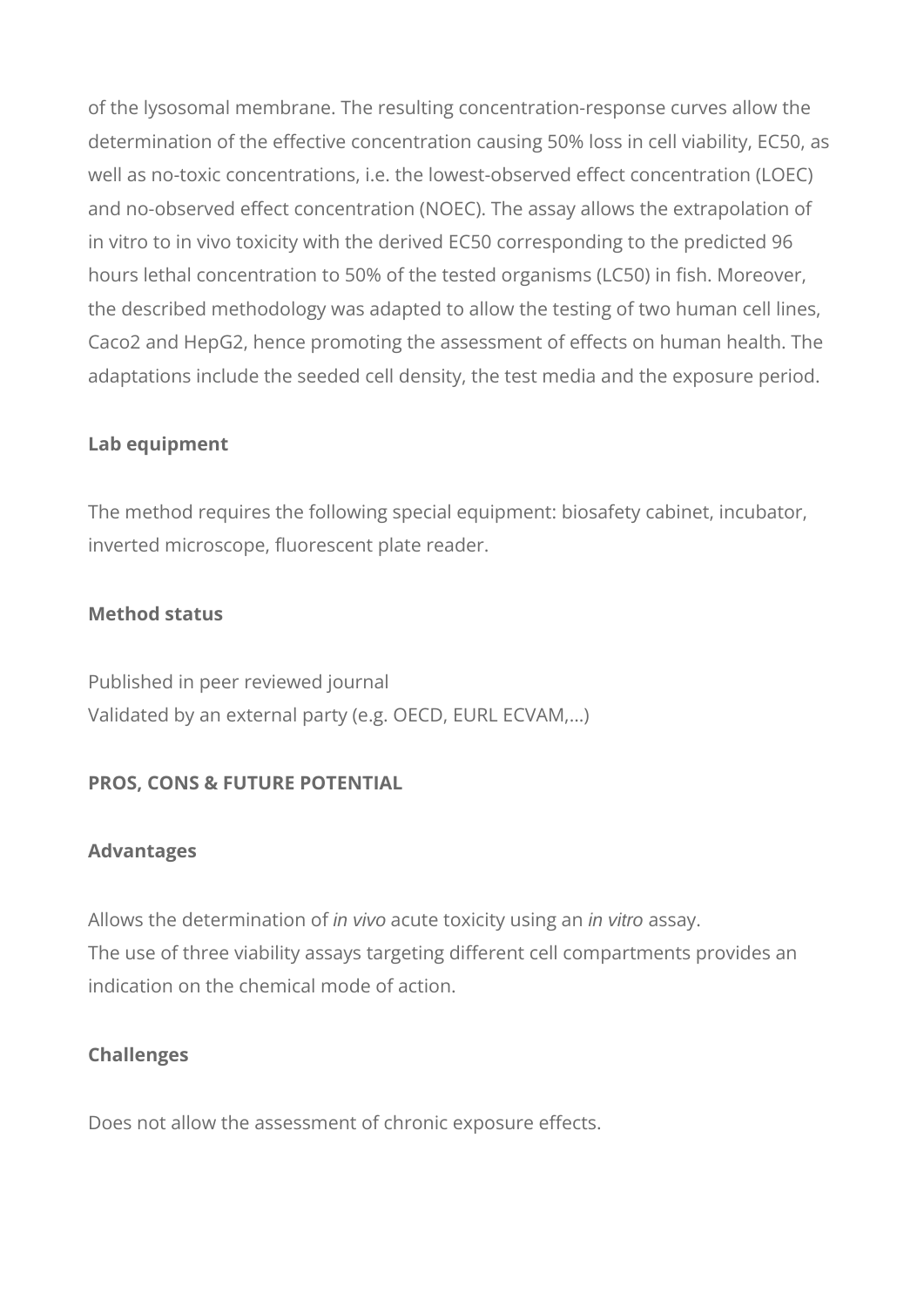of the lysosomal membrane. The resulting concentration-response curves allow the determination of the effective concentration causing 50% loss in cell viability, EC50, as well as no-toxic concentrations, i.e. the lowest-observed effect concentration (LOEC) and no-observed effect concentration (NOEC). The assay allows the extrapolation of in vitro to in vivo toxicity with the derived EC50 corresponding to the predicted 96 hours lethal concentration to 50% of the tested organisms (LC50) in fish. Moreover, the described methodology was adapted to allow the testing of two human cell lines, Caco2 and HepG2, hence promoting the assessment of effects on human health. The adaptations include the seeded cell density, the test media and the exposure period.

### Lab equipment

The method requires the following special equipment: biosafety cabinet, incubator, inverted microscope, fluorescent plate reader.

### Method status

Published in peer reviewed journal
Validated by an external party (e.g. OECD, EURL ECVAM,...)

## PROS, CONS & FUTURE POTENTIAL

### Advantages

Allows the determination of *in vivo* acute toxicity using an *in vitro* assay.
The use of three viability assays targeting different cell compartments provides an indication on the chemical mode of action.

### Challenges

Does not allow the assessment of chronic exposure effects.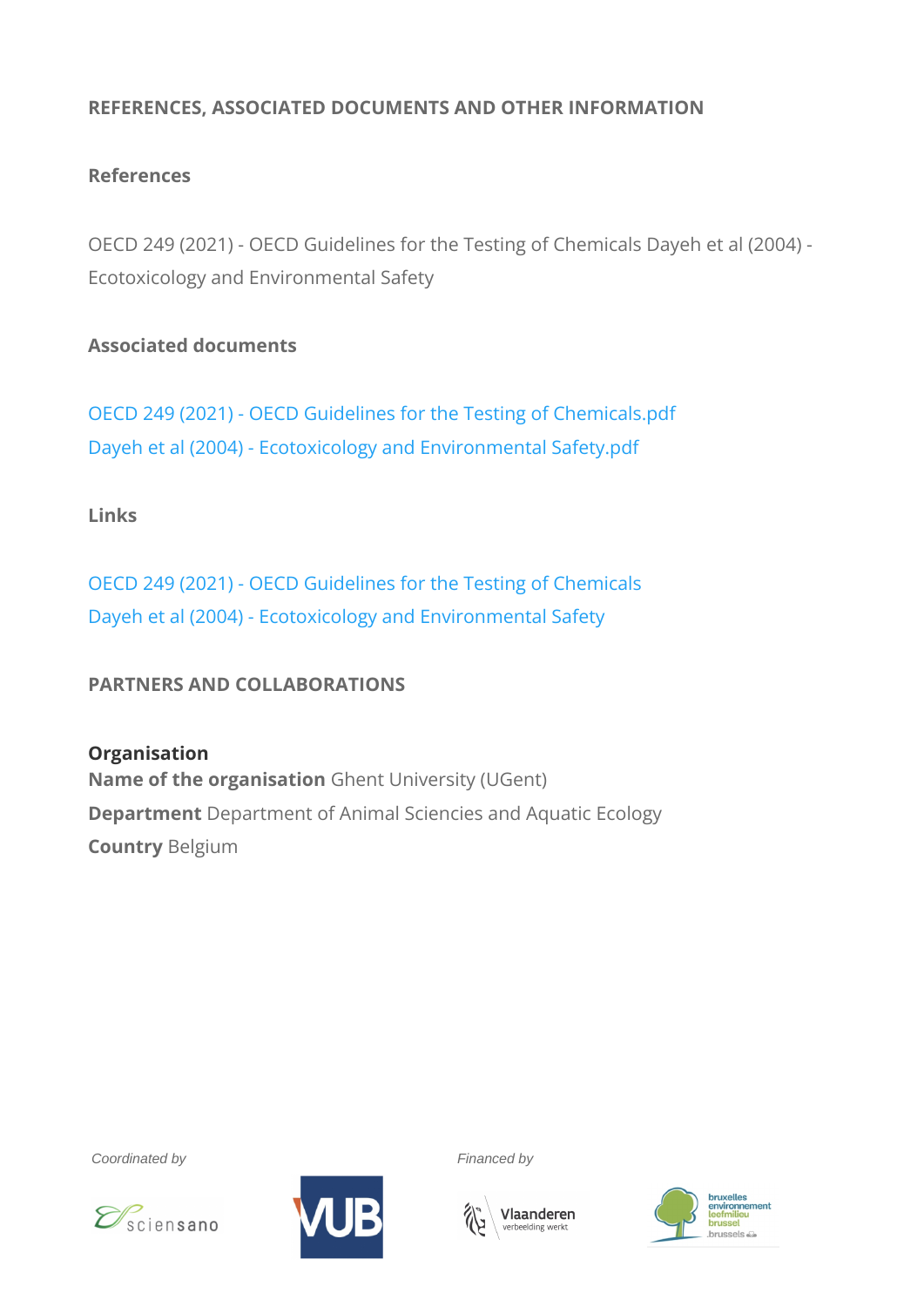## REFERENCES, ASSOCIATED DOCUMENTS AND OTHER INFORMATION

### References

OECD 249 (2021) - OECD Guidelines for the Testing of Chemicals Dayeh et al (2004) - Ecotoxicology and Environmental Safety

### Associated documents

OECD 249 (2021) - OECD Guidelines for the Testing of Chemicals.pdf
Dayeh et al (2004) - Ecotoxicology and Environmental Safety.pdf

### Links

OECD 249 (2021) - OECD Guidelines for the Testing of Chemicals
Dayeh et al (2004) - Ecotoxicology and Environmental Safety

## PARTNERS AND COLLABORATIONS

**Organisation**
**Name of the organisation** Ghent University (UGent)
**Department** Department of Animal Sciencies and Aquatic Ecology
**Country** Belgium

*Coordinated by*

sciensano

VUB

*Financed by*

Vlaanderen verbeelding werkt

bruxelles environnement leefmilieu brussel .brussels